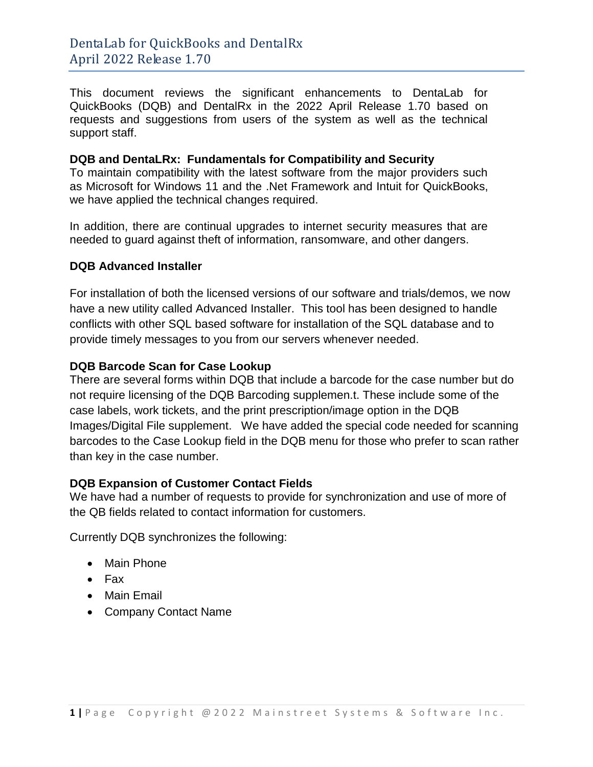# DentaLab for QuickBooks and DentalRx
## April 2022 Release 1.70

This document reviews the significant enhancements to DentaLab for QuickBooks (DQB) and DentalRx in the 2022 April Release 1.70 based on requests and suggestions from users of the system as well as the technical support staff.

**DQB and DentaLRx: Fundamentals for Compatibility and Security**

To maintain compatibility with the latest software from the major providers such as Microsoft for Windows 11 and the .Net Framework and Intuit for QuickBooks, we have applied the technical changes required.

In addition, there are continual upgrades to internet security measures that are needed to guard against theft of information, ransomware, and other dangers.

**DQB Advanced Installer**

For installation of both the licensed versions of our software and trials/demos, we now have a new utility called Advanced Installer. This tool has been designed to handle conflicts with other SQL based software for installation of the SQL database and to provide timely messages to you from our servers whenever needed.

**DQB Barcode Scan for Case Lookup**

There are several forms within DQB that include a barcode for the case number but do not require licensing of the DQB Barcoding supplemen.t. These include some of the case labels, work tickets, and the print prescription/image option in the DQB Images/Digital File supplement. We have added the special code needed for scanning barcodes to the Case Lookup field in the DQB menu for those who prefer to scan rather than key in the case number.

**DQB Expansion of Customer Contact Fields**

We have had a number of requests to provide for synchronization and use of more of the QB fields related to contact information for customers.

Currently DQB synchronizes the following:

- Main Phone
- Fax
- Main Email
- Company Contact Name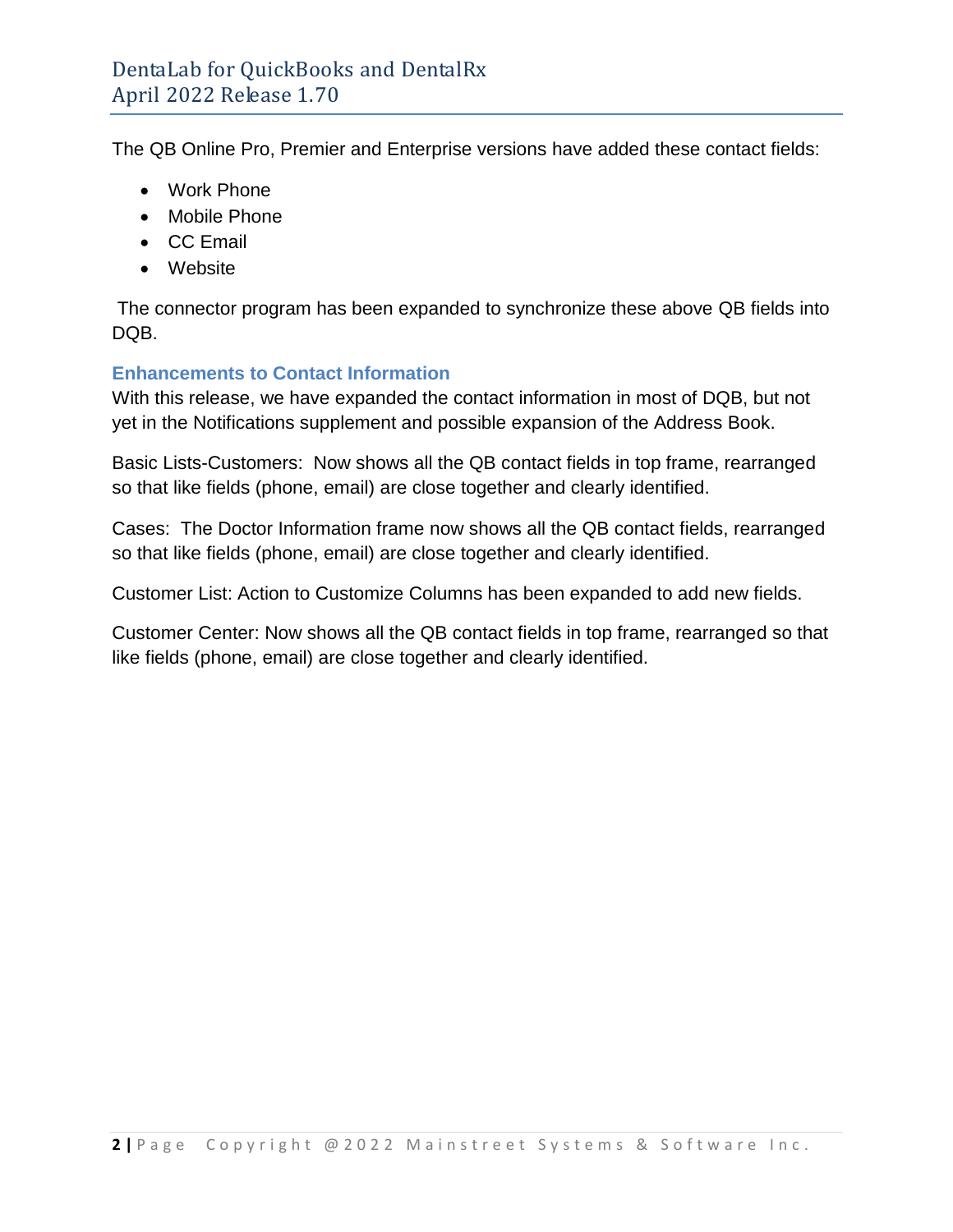The QB Online Pro, Premier and Enterprise versions have added these contact fields:

- Work Phone
- Mobile Phone
- CC Email
- Website

The connector program has been expanded to synchronize these above QB fields into DQB.

### Enhancements to Contact Information

With this release, we have expanded the contact information in most of DQB, but not yet in the Notifications supplement and possible expansion of the Address Book.

Basic Lists-Customers: Now shows all the QB contact fields in top frame, rearranged so that like fields (phone, email) are close together and clearly identified.

Cases: The Doctor Information frame now shows all the QB contact fields, rearranged so that like fields (phone, email) are close together and clearly identified.

Customer List: Action to Customize Columns has been expanded to add new fields.

Customer Center: Now shows all the QB contact fields in top frame, rearranged so that like fields (phone, email) are close together and clearly identified.